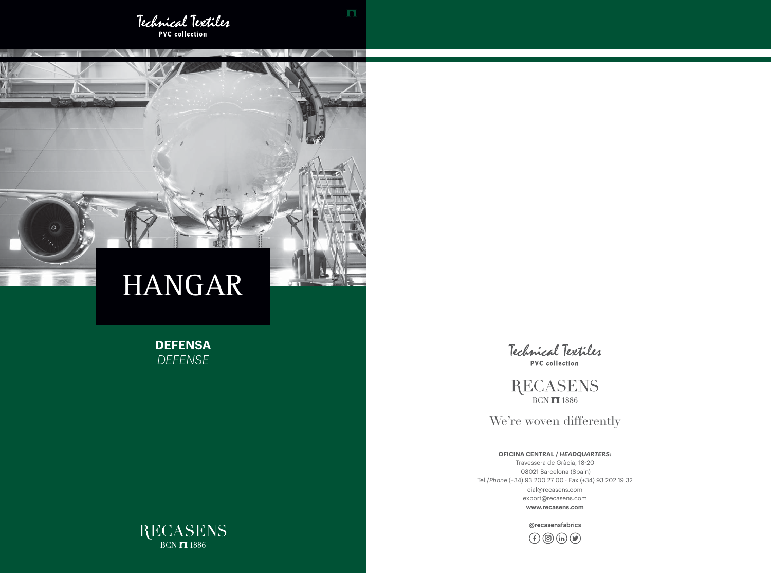Technical Textiles
**PVC collection**

# HANGAR

**DEFENSA**
*DEFENSE*

RECASENS
BCN 1886

Technical Textiles
**PVC collection**

RECASENS
BCN 1886

We're woven differently

**OFICINA CENTRAL / *HEADQUARTERS*:**
Travessera de Gràcia, 18-20
08021 Barcelona (Spain)
Tel./*Phone* (+34) 93 200 27 00 · Fax (+34) 93 202 19 32
cial@recasens.com
export@recasens.com
**www.recasens.com**

**@recasensfabrics**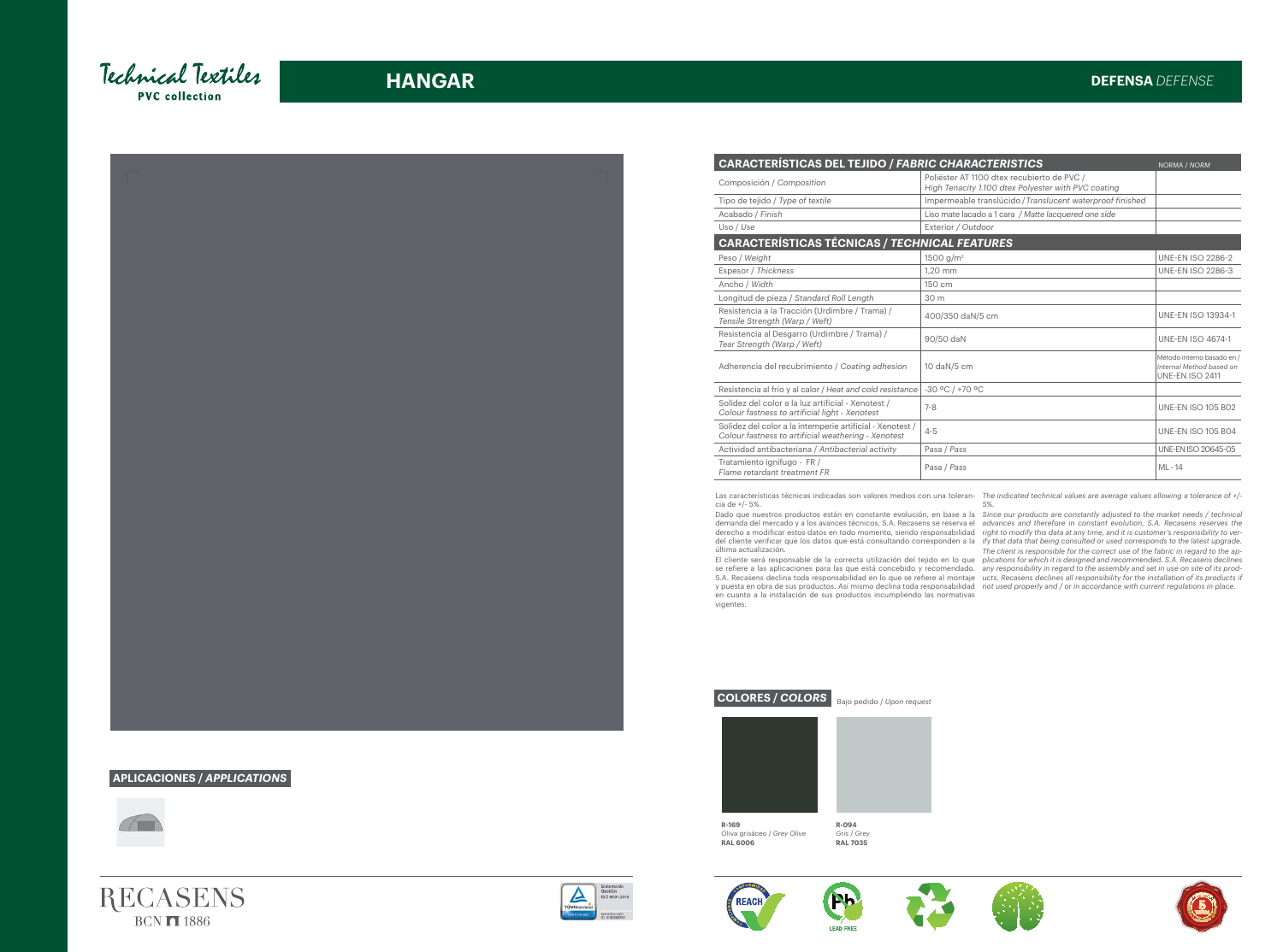Technical Textiles
PVC collection

# HANGAR

**DEFENSA** *DEFENSE*

| CARACTERÍSTICAS DEL TEJIDO / *FABRIC CHARACTERISTICS* | | NORMA / *NORM* |
|---|---|---|
| Composición / *Composition* | Poliéster AT 1100 dtex recubierto de PVC / *High Tenacity 1.100 dtex Polyester with PVC coating* | |
| Tipo de tejido / *Type of textile* | Impermeable translúcido / *Translucent waterproof finished* | |
| Acabado / *Finish* | Liso mate lacado a 1 cara / *Matte lacquered one side* | |
| Uso / *Use* | Exterior / *Outdoor* | |
| **CARACTERÍSTICAS TÉCNICAS / *TECHNICAL FEATURES*** | | |
| Peso / *Weight* | 1500 g/m² | UNE-EN ISO 2286-2 |
| Espesor / *Thickness* | 1,20 mm | UNE-EN ISO 2286-3 |
| Ancho / *Width* | 150 cm | |
| Longitud de pieza / *Standard Roll Length* | 30 m | |
| Resistencia a la Tracción (Urdimbre / Trama) / *Tensile Strength (Warp / Weft)* | 400/350 daN/5 cm | UNE-EN ISO 13934-1 |
| Resistencia al Desgarro (Urdimbre / Trama) / *Tear Strength (Warp / Weft)* | 90/50 daN | UNE-EN ISO 4674-1 |
| Adherencia del recubrimiento / *Coating adhesion* | 10 daN/5 cm | Método interno basado en / *Internal Method based on* UNE-EN ISO 2411 |
| Resistencia al frío y al calor / *Heat and cold resistance* | -30 ºC / +70 ºC | |
| Solidez del color a la luz artificial - Xenotest / *Colour fastness to artificial light - Xenotest* | 7-8 | UNE-EN ISO 105 B02 |
| Solidez del color a la intemperie artificial - Xenotest / *Colour fastness to artificial weathering - Xenotest* | 4-5 | UNE-EN ISO 105 B04 |
| Actividad antibacteriana / *Antibacterial activity* | Pasa / *Pass* | UNE-EN ISO 20645-05 |
| Tratamiento ignífugo - FR / *Flame retardant treatment FR* | Pasa / *Pass* | ML - 14 |

Las características técnicas indicadas son valores medios con una tolerancia de +/- 5%.

Dado que nuestros productos están en constante evolución, en base a la demanda del mercado y a los avances técnicos, S.A. Recasens se reserva el derecho a modificar estos datos en todo momento, siendo responsabilidad del cliente verificar que los datos que está consultando corresponden a la última actualización.

El cliente será responsable de la correcta utilización del tejido en lo que se refiere a las aplicaciones para las que está concebido y recomendado. S.A. Recasens declina toda responsabilidad en lo que se refiere al montaje y puesta en obra de sus productos. Así mismo declina toda responsabilidad en cuanto a la instalación de sus productos incumpliendo las normativas vigentes.

*The indicated technical values are average values allowing a tolerance of +/- 5%.*

*Since our products are constantly adjusted to the market needs / technical advances and therefore in constant evolution, S.A. Recasens reserves the right to modify this data at any time, and it is customer's responsibility to verify that data that being consulted or used corresponds to the latest upgrade.*

*The client is responsible for the correct use of the fabric in regard to the applications for which it is designed and recommended. S.A. Recasens declines any responsibility in regard to the assembly and set in use on site of its products. Recasens declines all responsibility for the installation of its products if not used properly and / or in accordance with current regulations in place.*

## APLICACIONES / *APPLICATIONS*

## COLORES / *COLORS*

Bajo pedido / *Upon request*

**R-169**
Oliva grisáceo / *Grey Olive*
**RAL 6006**

**R-094**
Gris / *Grey*
**RAL 7035**

RECASENS
BCN 1886

REACH

LEAD FREE